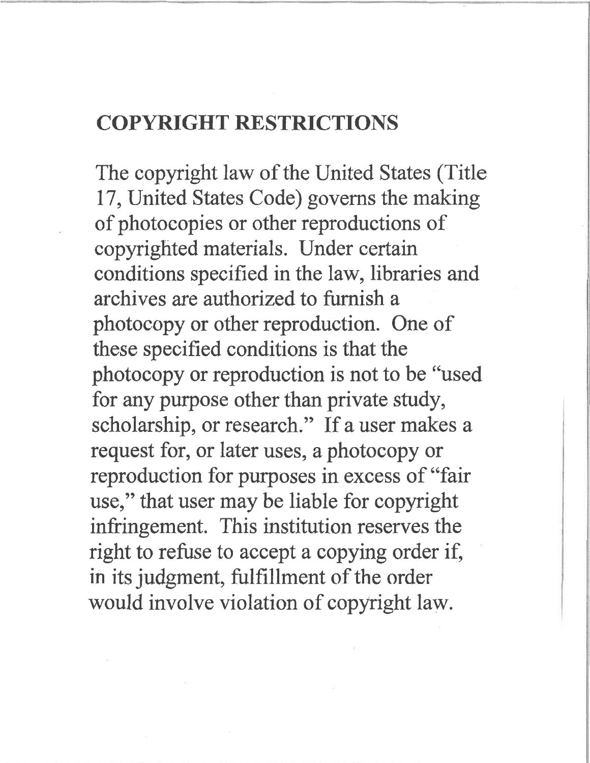## COPYRIGHT RESTRICTIONS

The copyright law of the United States (Title 17, United States Code) governs the making of photocopies or other reproductions of copyrighted materials. Under certain conditions specified in the law, libraries and archives are authorized to furnish a photocopy or other reproduction. One of these specified conditions is that the photocopy or reproduction is not to be "used for any purpose other than private study, scholarship, or research." If a user makes a request for, or later uses, a photocopy or reproduction for purposes in excess of "fair use," that user may be liable for copyright infringement. This institution reserves the right to refuse to accept a copying order if, in its judgment, fulfillment of the order would involve violation of copyright law.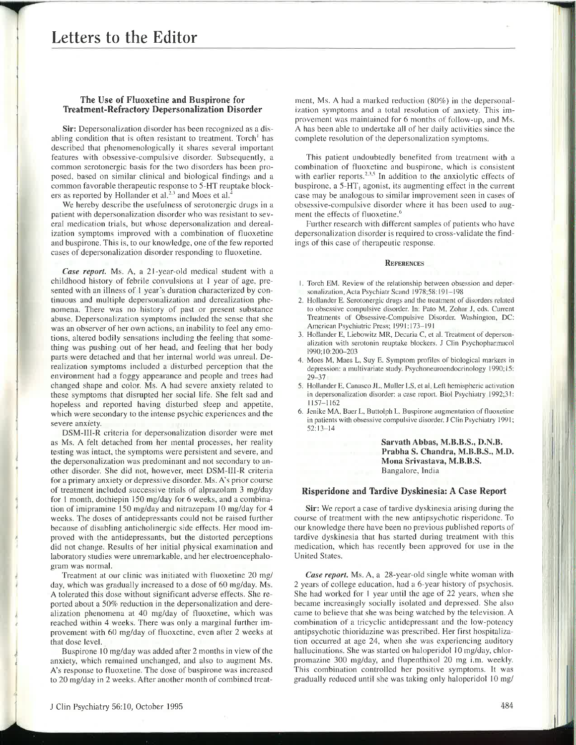# Letters to the Editor

## The Use of Fluoxetine and Buspirone for Treatment-Refractory Depersonalization Disorder

**Sir:** Depersonalization disorder has been recognized as a disabling condition that is often resistant to treatment. Torch[1] has described that phenomenologically it shares several important features with obsessive-compulsive disorder. Subsequently, a common serotonergic basis for the two disorders has been proposed, based on similar clinical and biological findings and a common favorable therapeutic response to 5-HT reuptake blockers as reported by Hollander et al.[2,3] and Moes et al.[4]

We hereby describe the usefulness of serotonergic drugs in a patient with depersonalization disorder who was resistant to several medication trials, but whose depersonalization and derealization symptoms improved with a combination of fluoxetine and buspirone. This is, to our knowledge, one of the few reported cases of depersonalization disorder responding to fluoxetine.

***Case report.*** Ms. A, a 21-year-old medical student with a childhood history of febrile convulsions at 1 year of age, presented with an illness of 1 year's duration characterized by continuous and multiple depersonalization and derealization phenomena. There was no history of past or present substance abuse. Depersonalization symptoms included the sense that she was an observer of her own actions, an inability to feel any emotions, altered bodily sensations including the feeling that something was pushing out of her head, and feeling that her body parts were detached and that her internal world was unreal. Derealization symptoms included a disturbed perception that the environment had a foggy appearance and people and trees had changed shape and color. Ms. A had severe anxiety related to these symptoms that disrupted her social life. She felt sad and hopeless and reported having disturbed sleep and appetite, which were secondary to the intense psychic experiences and the severe anxiety.

DSM-III-R criteria for depersonalization disorder were met as Ms. A felt detached from her mental processes, her reality testing was intact, the symptoms were persistent and severe, and the depersonalization was predominant and not secondary to another disorder. She did not, however, meet DSM-III-R criteria for a primary anxiety or depressive disorder. Ms. A's prior course of treatment included successive trials of alprazolam 3 mg/day for 1 month, dothiepin 150 mg/day for 6 weeks, and a combination of imipramine 150 mg/day and nitrazepam 10 mg/day for 4 weeks. The doses of antidepressants could not be raised further because of disabling anticholinergic side effects. Her mood improved with the antidepressants, but the distorted perceptions did not change. Results of her initial physical examination and laboratory studies were unremarkable, and her electroencephalogram was normal.

Treatment at our clinic was initiated with fluoxetine 20 mg/day, which was gradually increased to a dose of 60 mg/day. Ms. A tolerated this dose without significant adverse effects. She reported about a 50% reduction in the depersonalization and derealization phenomena at 40 mg/day of fluoxetine, which was reached within 4 weeks. There was only a marginal further improvement with 60 mg/day of fluoxetine, even after 2 weeks at that dose level.

Buspirone 10 mg/day was added after 2 months in view of the anxiety, which remained unchanged, and also to augment Ms. A's response to fluoxetine. The dose of buspirone was increased to 20 mg/day in 2 weeks. After another month of combined treatment, Ms. A had a marked reduction (80%) in the depersonalization symptoms and a total resolution of anxiety. This improvement was maintained for 6 months of follow-up, and Ms. A has been able to undertake all of her daily activities since the complete resolution of the depersonalization symptoms.

This patient undoubtedly benefited from treatment with a combination of fluoxetine and buspirone, which is consistent with earlier reports.[2,3,5] In addition to the anxiolytic effects of buspirone, a $5\text{-}HT_1$ agonist, its augmenting effect in the current case may be analogous to similar improvement seen in cases of obsessive-compulsive disorder where it has been used to augment the effects of fluoxetine.[6]

Further research with different samples of patients who have depersonalization disorder is required to cross-validate the findings of this case of therapeutic response.

### References

1. Torch EM. Review of the relationship between obsession and depersonalization. Acta Psychiatr Scand 1978;58:191–198
2. Hollander E. Serotonergic drugs and the treatment of disorders related to obsessive compulsive disorder. In: Pato M, Zohar J, eds. Current Treatments of Obsessive-Compulsive Disorder. Washington, DC: American Psychiatric Press; 1991:173–191
3. Hollander E, Liebowitz MR, Decaria C, et al. Treatment of depersonalization with serotonin reuptake blockers. J Clin Psychopharmacol 1990;10:200–203
4. Moes M, Maes L, Suy E. Symptom profiles of biological markers in depression: a multivariate study. Psychoneuroendocrinology 1990;15:29–37
5. Hollander E, Canasco JL, Muller LS, et al. Left hemispheric activation in depersonalization disorder: a case report. Biol Psychiatry 1992;31:1157–1162
6. Jenike MA, Baer L, Buttolph L. Buspirone augmentation of fluoxetine in patients with obsessive compulsive disorder. J Clin Psychiatry 1991;52:13–14

**Sarvath Abbas, M.B.B.S., D.N.B.**
**Prabha S. Chandra, M.B.B.S., M.D.**
**Mona Srivastava, M.B.B.S.**
Bangalore, India

## Risperidone and Tardive Dyskinesia: A Case Report

**Sir:** We report a case of tardive dyskinesia arising during the course of treatment with the new antipsychotic risperidone. To our knowledge there have been no previous published reports of tardive dyskinesia that has started during treatment with this medication, which has recently been approved for use in the United States.

***Case report.*** Ms. A, a 28-year-old single white woman with 2 years of college education, had a 6-year history of psychosis. She had worked for 1 year until the age of 22 years, when she became increasingly socially isolated and depressed. She also came to believe that she was being watched by the television. A combination of a tricyclic antidepressant and the low-potency antipsychotic thioridazine was prescribed. Her first hospitalization occurred at age 24, when she was experiencing auditory hallucinations. She was started on haloperidol 10 mg/day, chlorpromazine 300 mg/day, and flupenthixol 20 mg i.m. weekly. This combination controlled her positive symptoms. It was gradually reduced until she was taking only haloperidol 10 mg/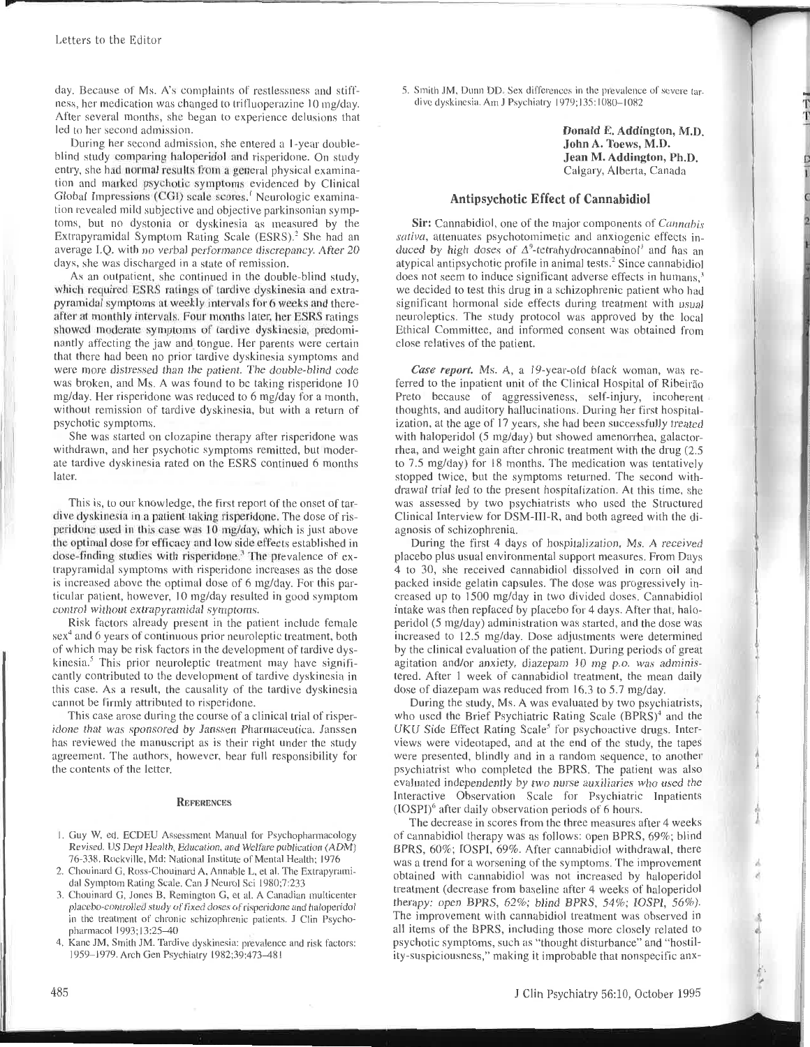day. Because of Ms. A's complaints of restlessness and stiffness, her medication was changed to trifluoperazine 10 mg/day. After several months, she began to experience delusions that led to her second admission.

During her second admission, she entered a 1-year double-blind study comparing haloperidol and risperidone. On study entry, she had normal results from a general physical examination and marked psychotic symptoms evidenced by Clinical Global Impressions (CGI) scale scores.[1] Neurologic examination revealed mild subjective and objective parkinsonian symptoms, but no dystonia or dyskinesia as measured by the Extrapyramidal Symptom Rating Scale (ESRS).[2] She had an average I.Q. with no verbal performance discrepancy. After 20 days, she was discharged in a state of remission.

As an outpatient, she continued in the double-blind study, which required ESRS ratings of tardive dyskinesia and extrapyramidal symptoms at weekly intervals for 6 weeks and thereafter at monthly intervals. Four months later, her ESRS ratings showed moderate symptoms of tardive dyskinesia, predominantly affecting the jaw and tongue. Her parents were certain that there had been no prior tardive dyskinesia symptoms and were more distressed than the patient. The double-blind code was broken, and Ms. A was found to be taking risperidone 10 mg/day. Her risperidone was reduced to 6 mg/day for a month, without remission of tardive dyskinesia, but with a return of psychotic symptoms.

She was started on clozapine therapy after risperidone was withdrawn, and her psychotic symptoms remitted, but moderate tardive dyskinesia rated on the ESRS continued 6 months later.

This is, to our knowledge, the first report of the onset of tardive dyskinesia in a patient taking risperidone. The dose of risperidone used in this case was 10 mg/day, which is just above the optimal dose for efficacy and low side effects established in dose-finding studies with risperidone.[3] The prevalence of extrapyramidal symptoms with risperidone increases as the dose is increased above the optimal dose of 6 mg/day. For this particular patient, however, 10 mg/day resulted in good symptom control without extrapyramidal symptoms.

Risk factors already present in the patient include female sex[4] and 6 years of continuous prior neuroleptic treatment, both of which may be risk factors in the development of tardive dyskinesia.[5] This prior neuroleptic treatment may have significantly contributed to the development of tardive dyskinesia in this case. As a result, the causality of the tardive dyskinesia cannot be firmly attributed to risperidone.

This case arose during the course of a clinical trial of risperidone that was sponsored by Janssen Pharmaceutica. Janssen has reviewed the manuscript as is their right under the study agreement. The authors, however, bear full responsibility for the contents of the letter.

### References

1. Guy W, ed. ECDEU Assessment Manual for Psychopharmacology Revised. US Dept Health, Education, and Welfare publication (ADM) 76-338. Rockville, Md: National Institute of Mental Health; 1976
2. Chouinard G, Ross-Chouinard A, Annable L, et al. The Extrapyramidal Symptom Rating Scale. Can J Neurol Sci 1980;7:233
3. Chouinard G, Jones B, Remington G, et al. A Canadian multicenter placebo-controlled study of fixed doses of risperidone and haloperidol in the treatment of chronic schizophrenic patients. J Clin Psychopharmacol 1993;13:25–40
4. Kane JM, Smith JM. Tardive dyskinesia: prevalence and risk factors: 1959–1979. Arch Gen Psychiatry 1982;39:473–481
5. Smith JM, Dunn DD. Sex differences in the prevalence of severe tardive dyskinesia. Am J Psychiatry 1979;135:1080–1082

**Donald E. Addington, M.D.**
**John A. Toews, M.D.**
**Jean M. Addington, Ph.D.**
Calgary, Alberta, Canada

## Antipsychotic Effect of Cannabidiol

**Sir:** Cannabidiol, one of the major components of *Cannabis sativa*, attenuates psychotomimetic and anxiogenic effects induced by high doses of $\Delta^9$-tetrahydrocannabinol[1] and has an atypical antipsychotic profile in animal tests.[2] Since cannabidiol does not seem to induce significant adverse effects in humans,[3] we decided to test this drug in a schizophrenic patient who had significant hormonal side effects during treatment with usual neuroleptics. The study protocol was approved by the local Ethical Committee, and informed consent was obtained from close relatives of the patient.

***Case report.*** Ms. A, a 19-year-old black woman, was referred to the inpatient unit of the Clinical Hospital of Ribeirão Preto because of aggressiveness, self-injury, incoherent thoughts, and auditory hallucinations. During her first hospitalization, at the age of 17 years, she had been successfully treated with haloperidol (5 mg/day) but showed amenorrhea, galactorrhea, and weight gain after chronic treatment with the drug (2.5 to 7.5 mg/day) for 18 months. The medication was tentatively stopped twice, but the symptoms returned. The second withdrawal trial led to the present hospitalization. At this time, she was assessed by two psychiatrists who used the Structured Clinical Interview for DSM-III-R, and both agreed with the diagnosis of schizophrenia.

During the first 4 days of hospitalization, Ms. A received placebo plus usual environmental support measures. From Days 4 to 30, she received cannabidiol dissolved in corn oil and packed inside gelatin capsules. The dose was progressively increased up to 1500 mg/day in two divided doses. Cannabidiol intake was then replaced by placebo for 4 days. After that, haloperidol (5 mg/day) administration was started, and the dose was increased to 12.5 mg/day. Dose adjustments were determined by the clinical evaluation of the patient. During periods of great agitation and/or anxiety, diazepam 10 mg p.o. was administered. After 1 week of cannabidiol treatment, the mean daily dose of diazepam was reduced from 16.3 to 5.7 mg/day.

During the study, Ms. A was evaluated by two psychiatrists, who used the Brief Psychiatric Rating Scale (BPRS)[4] and the UKU Side Effect Rating Scale[5] for psychoactive drugs. Interviews were videotaped, and at the end of the study, the tapes were presented, blindly and in a random sequence, to another psychiatrist who completed the BPRS. The patient was also evaluated independently by two nurse auxiliaries who used the Interactive Observation Scale for Psychiatric Inpatients (IOSPI)[6] after daily observation periods of 6 hours.

The decrease in scores from the three measures after 4 weeks of cannabidiol therapy was as follows: open BPRS, 69%; blind BPRS, 60%; IOSPI, 69%. After cannabidiol withdrawal, there was a trend for a worsening of the symptoms. The improvement obtained with cannabidiol was not increased by haloperidol treatment (decrease from baseline after 4 weeks of haloperidol therapy: open BPRS, 62%; blind BPRS, 54%; IOSPI, 56%). The improvement with cannabidiol treatment was observed in all items of the BPRS, including those more closely related to psychotic symptoms, such as "thought disturbance" and "hostility-suspiciousness," making it improbable that nonspecific anx-